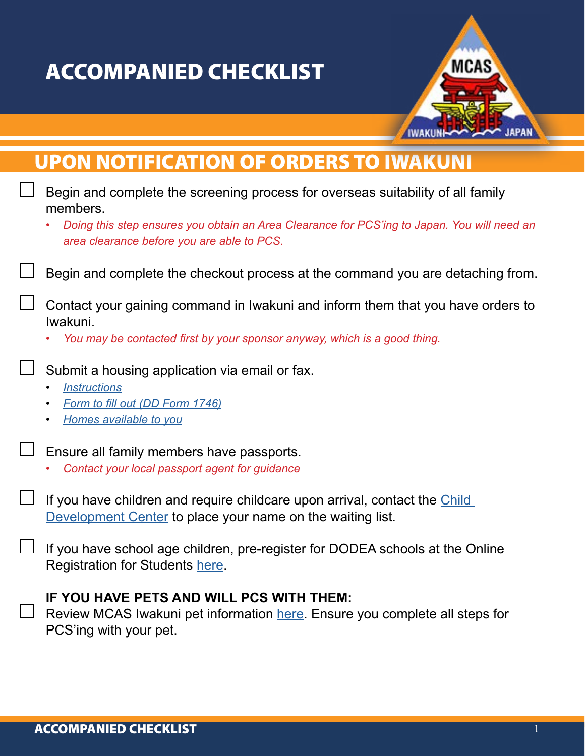# ACCOMPANIED CHECKLIST

## UPON NOTIFICATION OF ORDERS TO IWAKUNI

- [ ] Begin and complete the screening process for overseas suitability of all family members.
  - *Doing this step ensures you obtain an Area Clearance for PCS'ing to Japan. You will need an area clearance before you are able to PCS.*

- [ ] Begin and complete the checkout process at the command you are detaching from.

- [ ] Contact your gaining command in Iwakuni and inform them that you have orders to Iwakuni.
  - *You may be contacted first by your sponsor anyway, which is a good thing.*

- [ ] Submit a housing application via email or fax.
  - *Instructions*
  - *Form to fill out (DD Form 1746)*
  - *Homes available to you*

- [ ] Ensure all family members have passports.
  - *Contact your local passport agent for guidance*

- [ ] If you have children and require childcare upon arrival, contact the Child Development Center to place your name on the waiting list.

- [ ] If you have school age children, pre-register for DODEA schools at the Online Registration for Students here.

- [ ] **IF YOU HAVE PETS AND WILL PCS WITH THEM:**
  Review MCAS Iwakuni pet information here. Ensure you complete all steps for PCS'ing with your pet.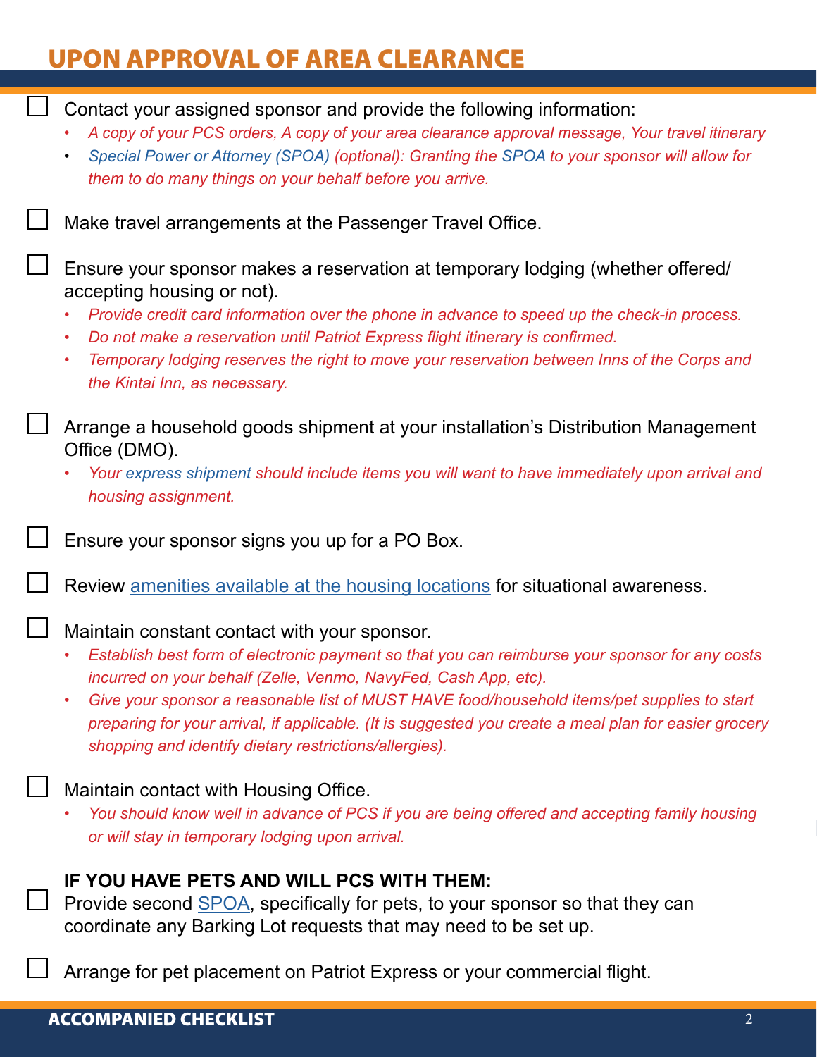## UPON APPROVAL OF AREA CLEARANCE

- [ ] Contact your assigned sponsor and provide the following information:
  - *A copy of your PCS orders, A copy of your area clearance approval message, Your travel itinerary*
  - *Special Power or Attorney (SPOA) (optional): Granting the SPOA to your sponsor will allow for them to do many things on your behalf before you arrive.*

- [ ] Make travel arrangements at the Passenger Travel Office.

- [ ] Ensure your sponsor makes a reservation at temporary lodging (whether offered/ accepting housing or not).
  - *Provide credit card information over the phone in advance to speed up the check-in process.*
  - *Do not make a reservation until Patriot Express flight itinerary is confirmed.*
  - *Temporary lodging reserves the right to move your reservation between Inns of the Corps and the Kintai Inn, as necessary.*

- [ ] Arrange a household goods shipment at your installation's Distribution Management Office (DMO).
  - *Your express shipment should include items you will want to have immediately upon arrival and housing assignment.*

- [ ] Ensure your sponsor signs you up for a PO Box.

- [ ] Review amenities available at the housing locations for situational awareness.

- [ ] Maintain constant contact with your sponsor.
  - *Establish best form of electronic payment so that you can reimburse your sponsor for any costs incurred on your behalf (Zelle, Venmo, NavyFed, Cash App, etc).*
  - *Give your sponsor a reasonable list of MUST HAVE food/household items/pet supplies to start preparing for your arrival, if applicable. (It is suggested you create a meal plan for easier grocery shopping and identify dietary restrictions/allergies).*

- [ ] Maintain contact with Housing Office.
  - *You should know well in advance of PCS if you are being offered and accepting family housing or will stay in temporary lodging upon arrival.*

**IF YOU HAVE PETS AND WILL PCS WITH THEM:**

- [ ] Provide second SPOA, specifically for pets, to your sponsor so that they can coordinate any Barking Lot requests that may need to be set up.

- [ ] Arrange for pet placement on Patriot Express or your commercial flight.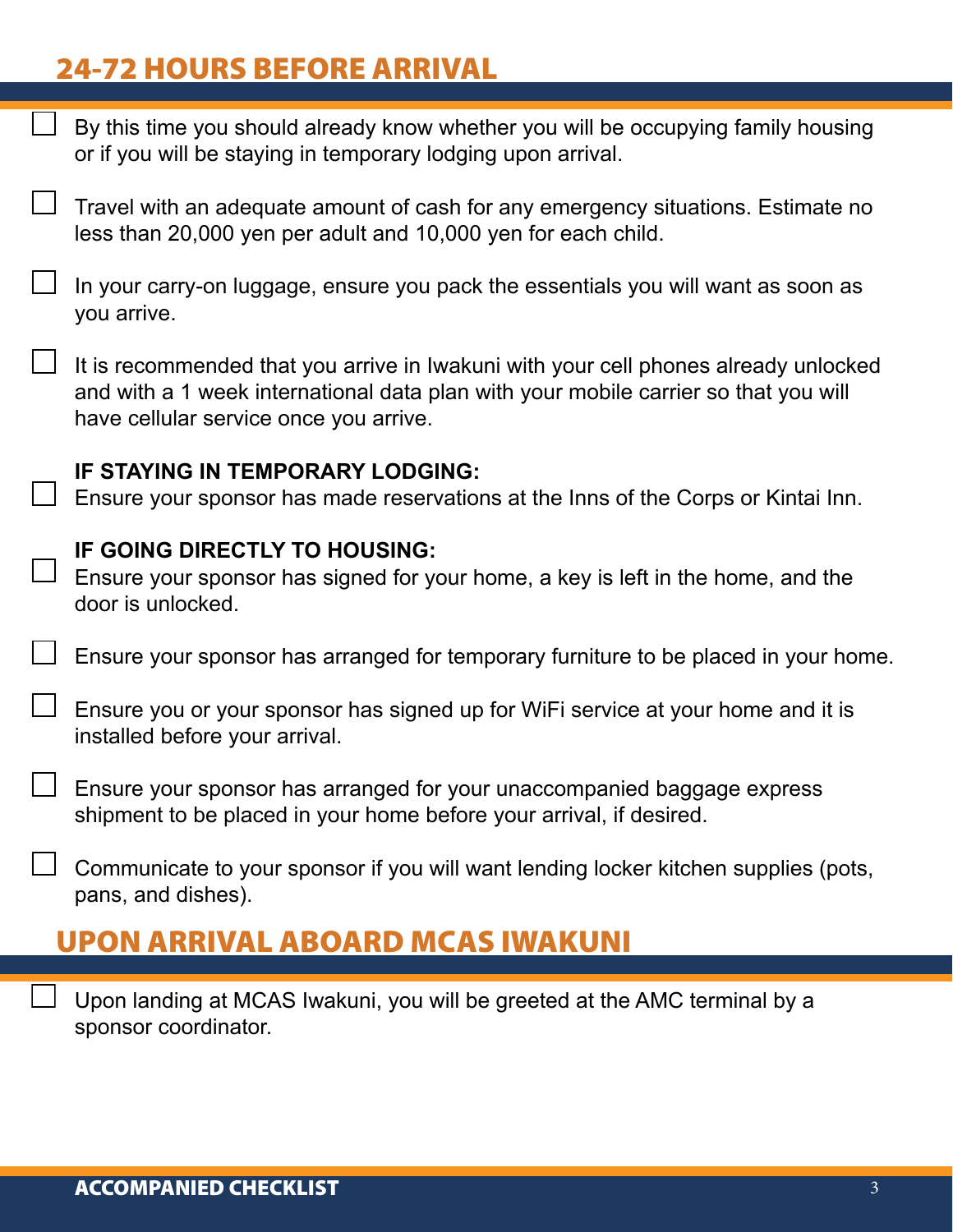## 24-72 HOURS BEFORE ARRIVAL

- [ ] By this time you should already know whether you will be occupying family housing or if you will be staying in temporary lodging upon arrival.
- [ ] Travel with an adequate amount of cash for any emergency situations. Estimate no less than 20,000 yen per adult and 10,000 yen for each child.
- [ ] In your carry-on luggage, ensure you pack the essentials you will want as soon as you arrive.
- [ ] It is recommended that you arrive in Iwakuni with your cell phones already unlocked and with a 1 week international data plan with your mobile carrier so that you will have cellular service once you arrive.
- [ ] **IF STAYING IN TEMPORARY LODGING:**
  Ensure your sponsor has made reservations at the Inns of the Corps or Kintai Inn.
- [ ] **IF GOING DIRECTLY TO HOUSING:**
  Ensure your sponsor has signed for your home, a key is left in the home, and the door is unlocked.
- [ ] Ensure your sponsor has arranged for temporary furniture to be placed in your home.
- [ ] Ensure you or your sponsor has signed up for WiFi service at your home and it is installed before your arrival.
- [ ] Ensure your sponsor has arranged for your unaccompanied baggage express shipment to be placed in your home before your arrival, if desired.
- [ ] Communicate to your sponsor if you will want lending locker kitchen supplies (pots, pans, and dishes).

## UPON ARRIVAL ABOARD MCAS IWAKUNI

- [ ] Upon landing at MCAS Iwakuni, you will be greeted at the AMC terminal by a sponsor coordinator.